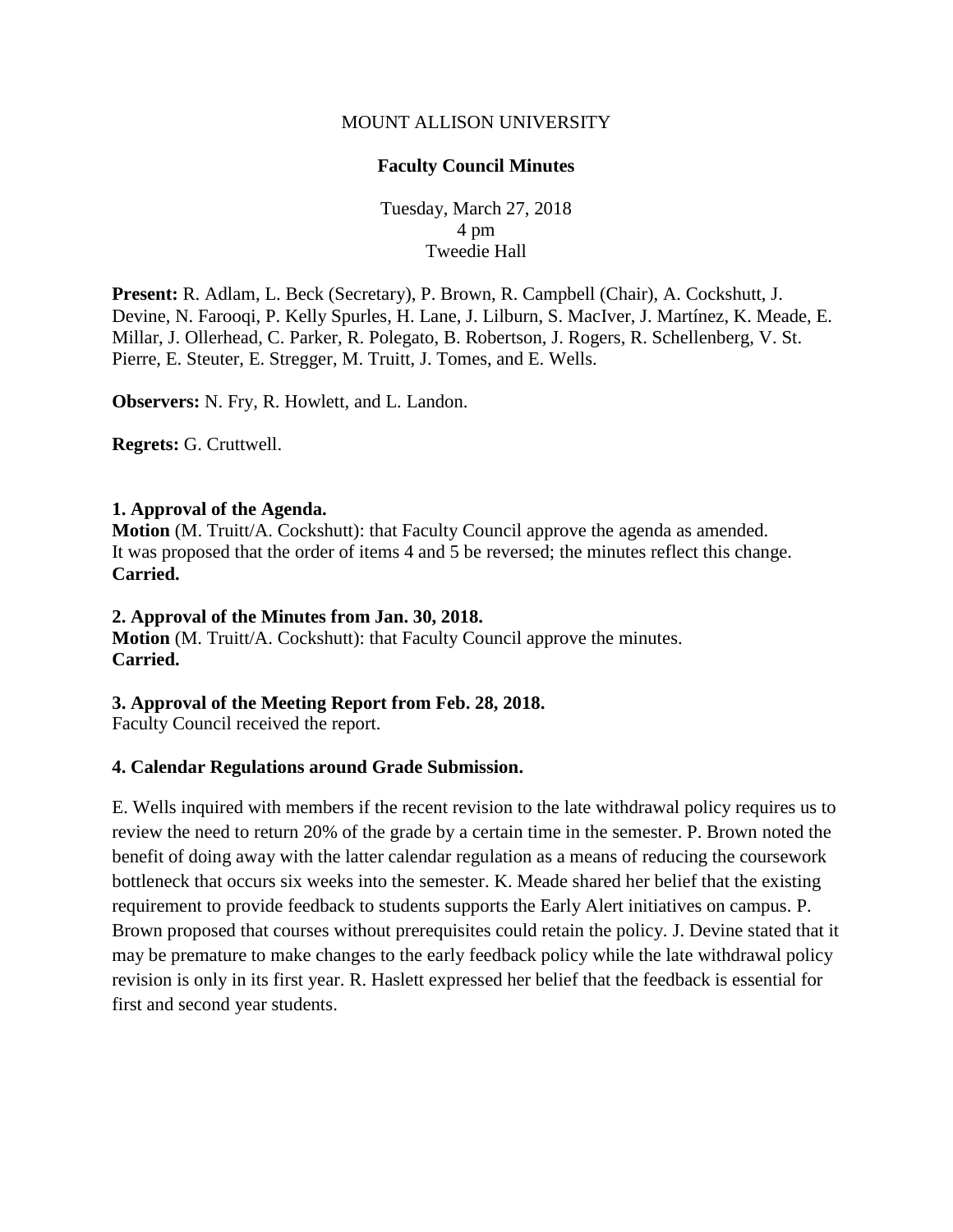MOUNT ALLISON UNIVERSITY

**Faculty Council Minutes**

Tuesday, March 27, 2018
4 pm
Tweedie Hall

**Present:** R. Adlam, L. Beck (Secretary), P. Brown, R. Campbell (Chair), A. Cockshutt, J. Devine, N. Farooqi, P. Kelly Spurles, H. Lane, J. Lilburn, S. MacIver, J. Martínez, K. Meade, E. Millar, J. Ollerhead, C. Parker, R. Polegato, B. Robertson, J. Rogers, R. Schellenberg, V. St. Pierre, E. Steuter, E. Stregger, M. Truitt, J. Tomes, and E. Wells.

**Observers:** N. Fry, R. Howlett, and L. Landon.

**Regrets:** G. Cruttwell.

**1. Approval of the Agenda.**
**Motion** (M. Truitt/A. Cockshutt): that Faculty Council approve the agenda as amended.
It was proposed that the order of items 4 and 5 be reversed; the minutes reflect this change.
**Carried.**

**2. Approval of the Minutes from Jan. 30, 2018.**
**Motion** (M. Truitt/A. Cockshutt): that Faculty Council approve the minutes.
**Carried.**

**3. Approval of the Meeting Report from Feb. 28, 2018.**
Faculty Council received the report.

**4. Calendar Regulations around Grade Submission.**

E. Wells inquired with members if the recent revision to the late withdrawal policy requires us to review the need to return 20% of the grade by a certain time in the semester. P. Brown noted the benefit of doing away with the latter calendar regulation as a means of reducing the coursework bottleneck that occurs six weeks into the semester. K. Meade shared her belief that the existing requirement to provide feedback to students supports the Early Alert initiatives on campus. P. Brown proposed that courses without prerequisites could retain the policy. J. Devine stated that it may be premature to make changes to the early feedback policy while the late withdrawal policy revision is only in its first year. R. Haslett expressed her belief that the feedback is essential for first and second year students.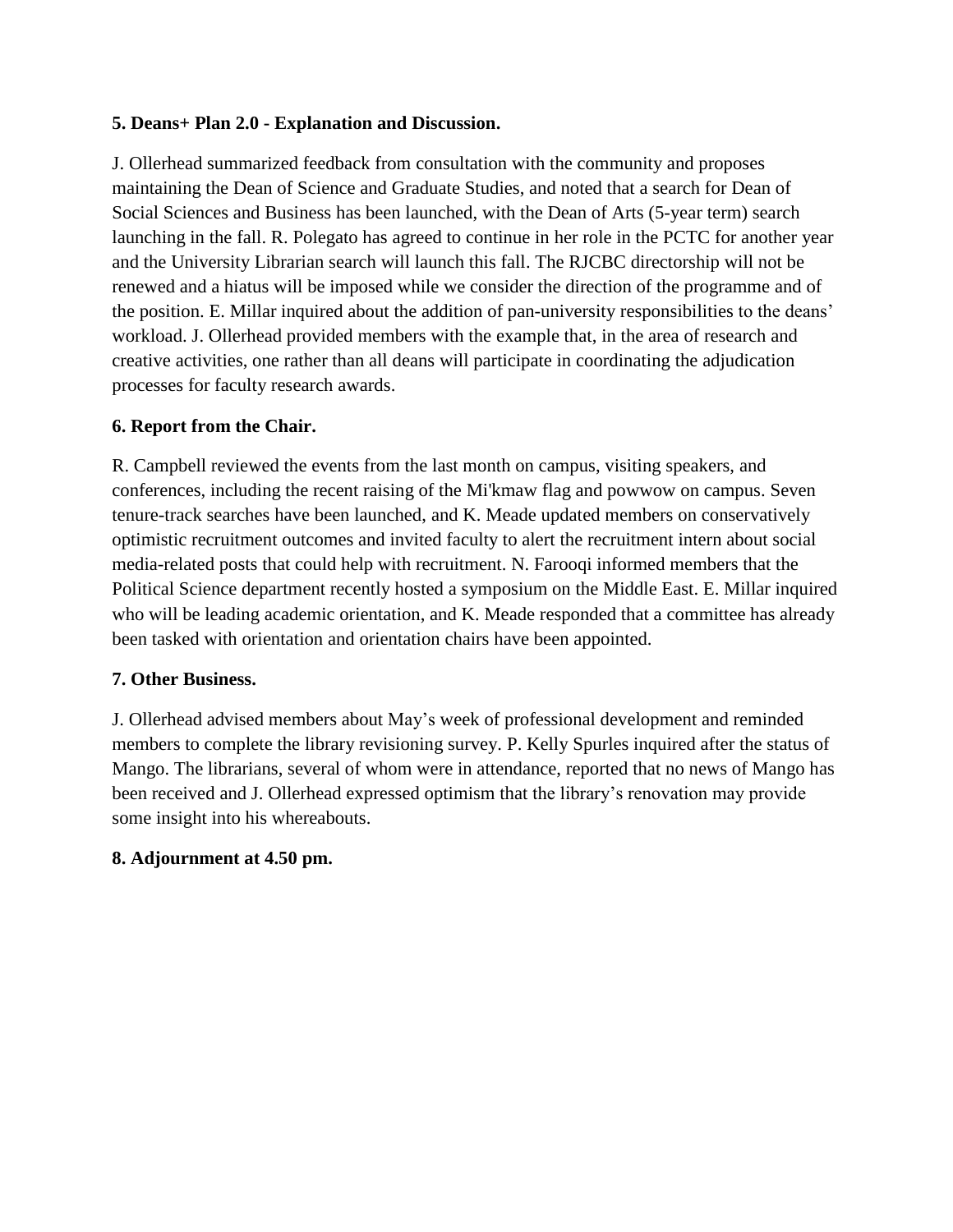**5. Deans+ Plan 2.0 - Explanation and Discussion.**

J. Ollerhead summarized feedback from consultation with the community and proposes maintaining the Dean of Science and Graduate Studies, and noted that a search for Dean of Social Sciences and Business has been launched, with the Dean of Arts (5-year term) search launching in the fall. R. Polegato has agreed to continue in her role in the PCTC for another year and the University Librarian search will launch this fall. The RJCBC directorship will not be renewed and a hiatus will be imposed while we consider the direction of the programme and of the position. E. Millar inquired about the addition of pan-university responsibilities to the deans' workload. J. Ollerhead provided members with the example that, in the area of research and creative activities, one rather than all deans will participate in coordinating the adjudication processes for faculty research awards.

**6. Report from the Chair.**

R. Campbell reviewed the events from the last month on campus, visiting speakers, and conferences, including the recent raising of the Mi'kmaw flag and powwow on campus. Seven tenure-track searches have been launched, and K. Meade updated members on conservatively optimistic recruitment outcomes and invited faculty to alert the recruitment intern about social media-related posts that could help with recruitment. N. Farooqi informed members that the Political Science department recently hosted a symposium on the Middle East. E. Millar inquired who will be leading academic orientation, and K. Meade responded that a committee has already been tasked with orientation and orientation chairs have been appointed.

**7. Other Business.**

J. Ollerhead advised members about May's week of professional development and reminded members to complete the library revisioning survey. P. Kelly Spurles inquired after the status of Mango. The librarians, several of whom were in attendance, reported that no news of Mango has been received and J. Ollerhead expressed optimism that the library's renovation may provide some insight into his whereabouts.

**8. Adjournment at 4.50 pm.**